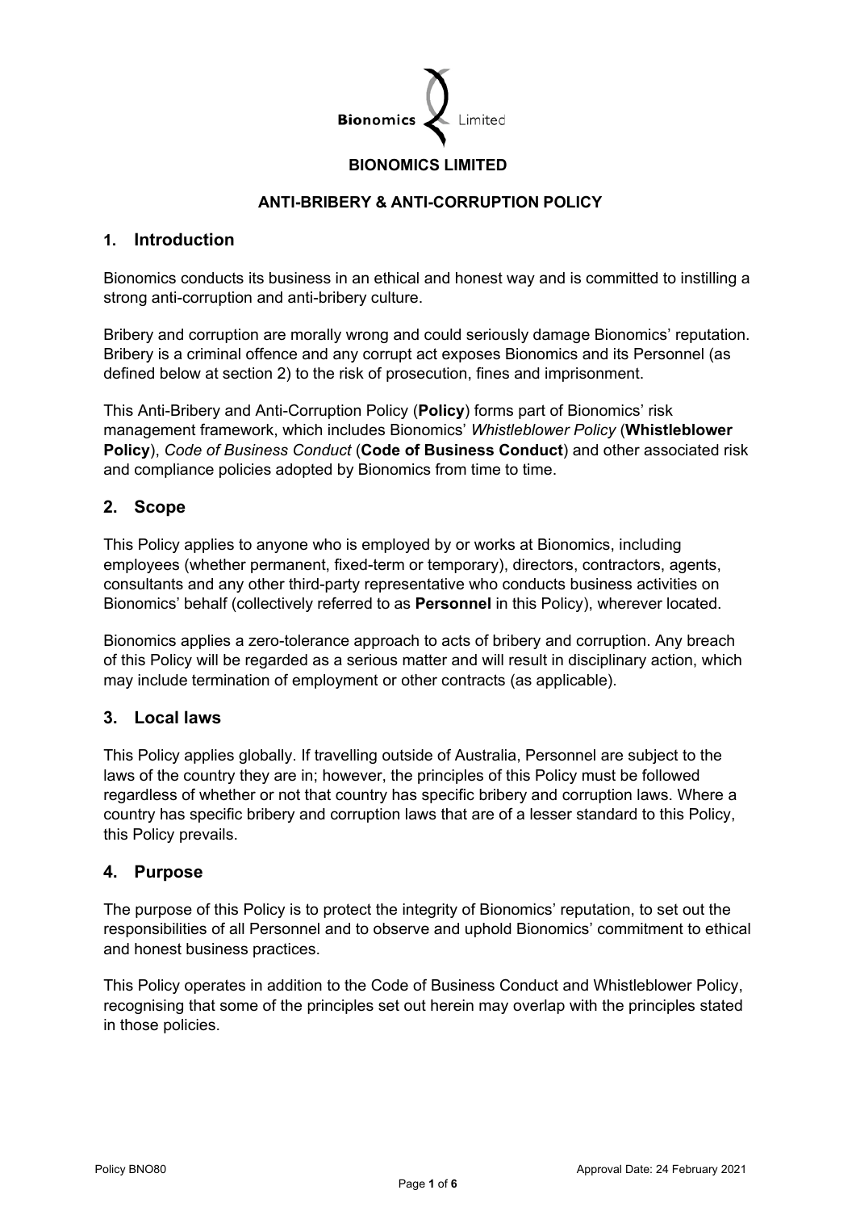# BIONOMICS LIMITED

## ANTI-BRIBERY & ANTI-CORRUPTION POLICY

## 1. Introduction

Bionomics conducts its business in an ethical and honest way and is committed to instilling a strong anti-corruption and anti-bribery culture.

Bribery and corruption are morally wrong and could seriously damage Bionomics' reputation. Bribery is a criminal offence and any corrupt act exposes Bionomics and its Personnel (as defined below at section 2) to the risk of prosecution, fines and imprisonment.

This Anti-Bribery and Anti-Corruption Policy (**Policy**) forms part of Bionomics' risk management framework, which includes Bionomics' *Whistleblower Policy* (**Whistleblower Policy**), *Code of Business Conduct* (**Code of Business Conduct**) and other associated risk and compliance policies adopted by Bionomics from time to time.

## 2. Scope

This Policy applies to anyone who is employed by or works at Bionomics, including employees (whether permanent, fixed-term or temporary), directors, contractors, agents, consultants and any other third-party representative who conducts business activities on Bionomics' behalf (collectively referred to as **Personnel** in this Policy), wherever located.

Bionomics applies a zero-tolerance approach to acts of bribery and corruption. Any breach of this Policy will be regarded as a serious matter and will result in disciplinary action, which may include termination of employment or other contracts (as applicable).

## 3. Local laws

This Policy applies globally. If travelling outside of Australia, Personnel are subject to the laws of the country they are in; however, the principles of this Policy must be followed regardless of whether or not that country has specific bribery and corruption laws. Where a country has specific bribery and corruption laws that are of a lesser standard to this Policy, this Policy prevails.

## 4. Purpose

The purpose of this Policy is to protect the integrity of Bionomics' reputation, to set out the responsibilities of all Personnel and to observe and uphold Bionomics' commitment to ethical and honest business practices.

This Policy operates in addition to the Code of Business Conduct and Whistleblower Policy, recognising that some of the principles set out herein may overlap with the principles stated in those policies.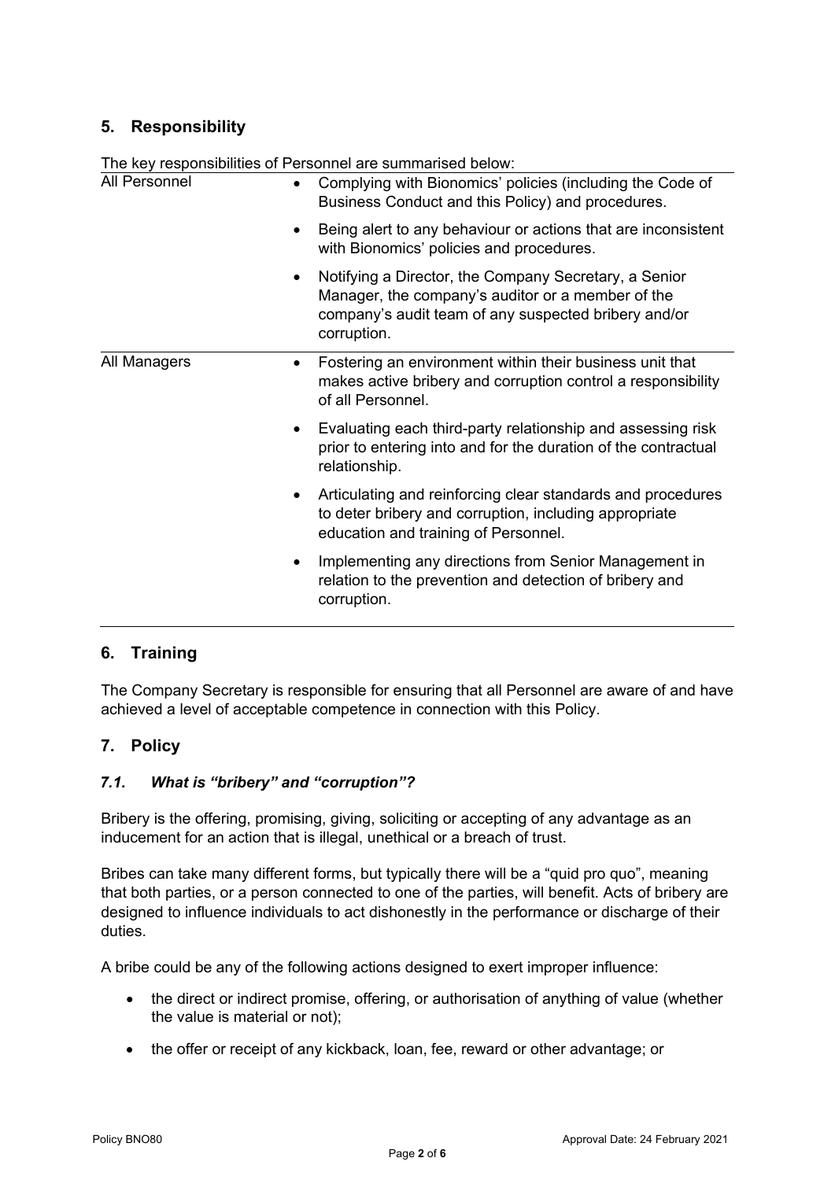## 5. Responsibility

The key responsibilities of Personnel are summarised below:

| | |
|---|---|
| All Personnel | • Complying with Bionomics' policies (including the Code of Business Conduct and this Policy) and procedures.<br>• Being alert to any behaviour or actions that are inconsistent with Bionomics' policies and procedures.<br>• Notifying a Director, the Company Secretary, a Senior Manager, the company's auditor or a member of the company's audit team of any suspected bribery and/or corruption. |
| All Managers | • Fostering an environment within their business unit that makes active bribery and corruption control a responsibility of all Personnel.<br>• Evaluating each third-party relationship and assessing risk prior to entering into and for the duration of the contractual relationship.<br>• Articulating and reinforcing clear standards and procedures to deter bribery and corruption, including appropriate education and training of Personnel.<br>• Implementing any directions from Senior Management in relation to the prevention and detection of bribery and corruption. |

## 6. Training

The Company Secretary is responsible for ensuring that all Personnel are aware of and have achieved a level of acceptable competence in connection with this Policy.

## 7. Policy

### *7.1. What is "bribery" and "corruption"?*

Bribery is the offering, promising, giving, soliciting or accepting of any advantage as an inducement for an action that is illegal, unethical or a breach of trust.

Bribes can take many different forms, but typically there will be a "quid pro quo", meaning that both parties, or a person connected to one of the parties, will benefit. Acts of bribery are designed to influence individuals to act dishonestly in the performance or discharge of their duties.

A bribe could be any of the following actions designed to exert improper influence:

- the direct or indirect promise, offering, or authorisation of anything of value (whether the value is material or not);
- the offer or receipt of any kickback, loan, fee, reward or other advantage; or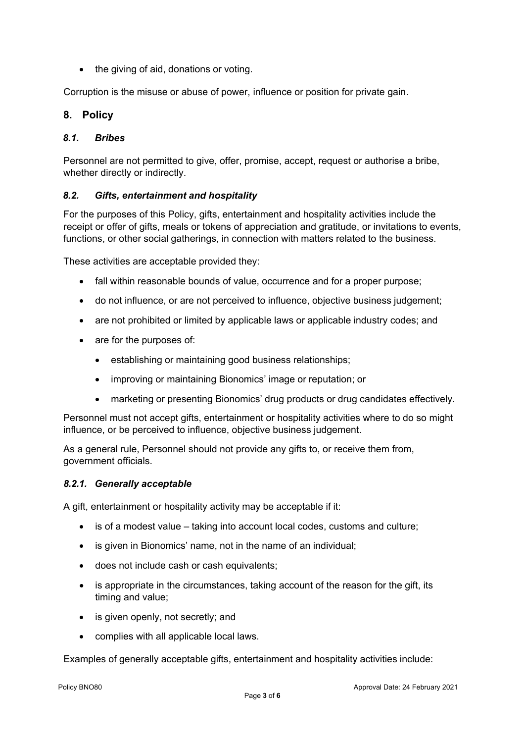- the giving of aid, donations or voting.

Corruption is the misuse or abuse of power, influence or position for private gain.

## 8. Policy

### *8.1. Bribes*

Personnel are not permitted to give, offer, promise, accept, request or authorise a bribe, whether directly or indirectly.

### *8.2. Gifts, entertainment and hospitality*

For the purposes of this Policy, gifts, entertainment and hospitality activities include the receipt or offer of gifts, meals or tokens of appreciation and gratitude, or invitations to events, functions, or other social gatherings, in connection with matters related to the business.

These activities are acceptable provided they:

- fall within reasonable bounds of value, occurrence and for a proper purpose;
- do not influence, or are not perceived to influence, objective business judgement;
- are not prohibited or limited by applicable laws or applicable industry codes; and
- are for the purposes of:
  - establishing or maintaining good business relationships;
  - improving or maintaining Bionomics' image or reputation; or
  - marketing or presenting Bionomics' drug products or drug candidates effectively.

Personnel must not accept gifts, entertainment or hospitality activities where to do so might influence, or be perceived to influence, objective business judgement.

As a general rule, Personnel should not provide any gifts to, or receive them from, government officials.

#### *8.2.1. Generally acceptable*

A gift, entertainment or hospitality activity may be acceptable if it:

- is of a modest value – taking into account local codes, customs and culture;
- is given in Bionomics' name, not in the name of an individual;
- does not include cash or cash equivalents;
- is appropriate in the circumstances, taking account of the reason for the gift, its timing and value;
- is given openly, not secretly; and
- complies with all applicable local laws.

Examples of generally acceptable gifts, entertainment and hospitality activities include: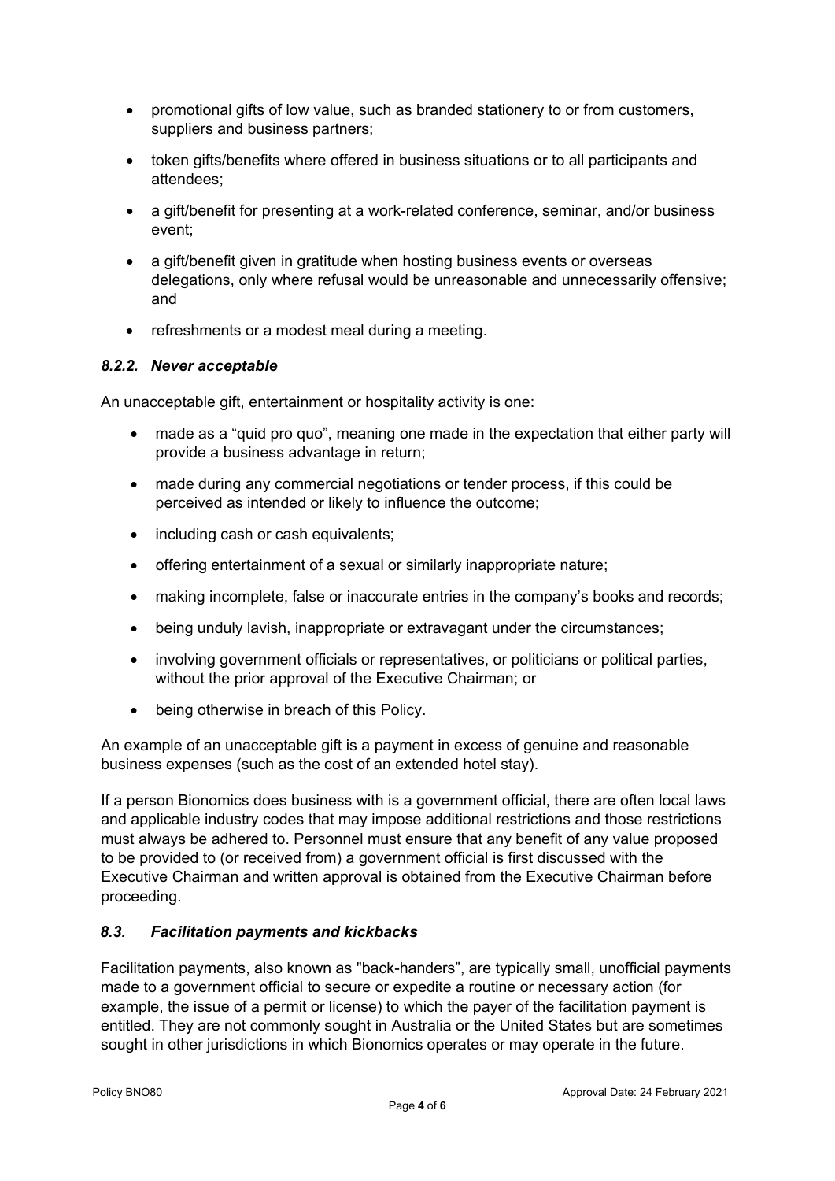- promotional gifts of low value, such as branded stationery to or from customers, suppliers and business partners;
- token gifts/benefits where offered in business situations or to all participants and attendees;
- a gift/benefit for presenting at a work-related conference, seminar, and/or business event;
- a gift/benefit given in gratitude when hosting business events or overseas delegations, only where refusal would be unreasonable and unnecessarily offensive; and
- refreshments or a modest meal during a meeting.

### *8.2.2. Never acceptable*

An unacceptable gift, entertainment or hospitality activity is one:

- made as a "quid pro quo", meaning one made in the expectation that either party will provide a business advantage in return;
- made during any commercial negotiations or tender process, if this could be perceived as intended or likely to influence the outcome;
- including cash or cash equivalents;
- offering entertainment of a sexual or similarly inappropriate nature;
- making incomplete, false or inaccurate entries in the company's books and records;
- being unduly lavish, inappropriate or extravagant under the circumstances;
- involving government officials or representatives, or politicians or political parties, without the prior approval of the Executive Chairman; or
- being otherwise in breach of this Policy.

An example of an unacceptable gift is a payment in excess of genuine and reasonable business expenses (such as the cost of an extended hotel stay).

If a person Bionomics does business with is a government official, there are often local laws and applicable industry codes that may impose additional restrictions and those restrictions must always be adhered to. Personnel must ensure that any benefit of any value proposed to be provided to (or received from) a government official is first discussed with the Executive Chairman and written approval is obtained from the Executive Chairman before proceeding.

### *8.3. Facilitation payments and kickbacks*

Facilitation payments, also known as "back-handers", are typically small, unofficial payments made to a government official to secure or expedite a routine or necessary action (for example, the issue of a permit or license) to which the payer of the facilitation payment is entitled. They are not commonly sought in Australia or the United States but are sometimes sought in other jurisdictions in which Bionomics operates or may operate in the future.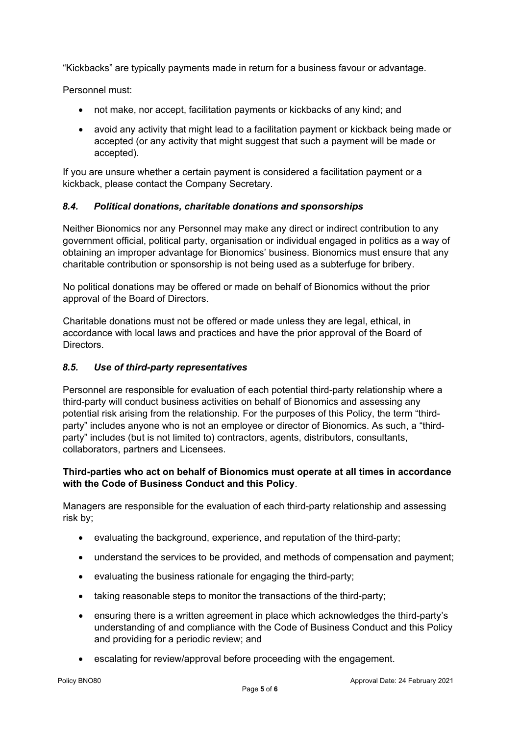"Kickbacks" are typically payments made in return for a business favour or advantage.

Personnel must:

- not make, nor accept, facilitation payments or kickbacks of any kind; and
- avoid any activity that might lead to a facilitation payment or kickback being made or accepted (or any activity that might suggest that such a payment will be made or accepted).

If you are unsure whether a certain payment is considered a facilitation payment or a kickback, please contact the Company Secretary.

### *8.4. Political donations, charitable donations and sponsorships*

Neither Bionomics nor any Personnel may make any direct or indirect contribution to any government official, political party, organisation or individual engaged in politics as a way of obtaining an improper advantage for Bionomics' business. Bionomics must ensure that any charitable contribution or sponsorship is not being used as a subterfuge for bribery.

No political donations may be offered or made on behalf of Bionomics without the prior approval of the Board of Directors.

Charitable donations must not be offered or made unless they are legal, ethical, in accordance with local laws and practices and have the prior approval of the Board of Directors.

### *8.5. Use of third-party representatives*

Personnel are responsible for evaluation of each potential third-party relationship where a third-party will conduct business activities on behalf of Bionomics and assessing any potential risk arising from the relationship. For the purposes of this Policy, the term "third-party" includes anyone who is not an employee or director of Bionomics. As such, a "third-party" includes (but is not limited to) contractors, agents, distributors, consultants, collaborators, partners and Licensees.

**Third-parties who act on behalf of Bionomics must operate at all times in accordance with the Code of Business Conduct and this Policy**.

Managers are responsible for the evaluation of each third-party relationship and assessing risk by;

- evaluating the background, experience, and reputation of the third-party;
- understand the services to be provided, and methods of compensation and payment;
- evaluating the business rationale for engaging the third-party;
- taking reasonable steps to monitor the transactions of the third-party;
- ensuring there is a written agreement in place which acknowledges the third-party's understanding of and compliance with the Code of Business Conduct and this Policy and providing for a periodic review; and
- escalating for review/approval before proceeding with the engagement.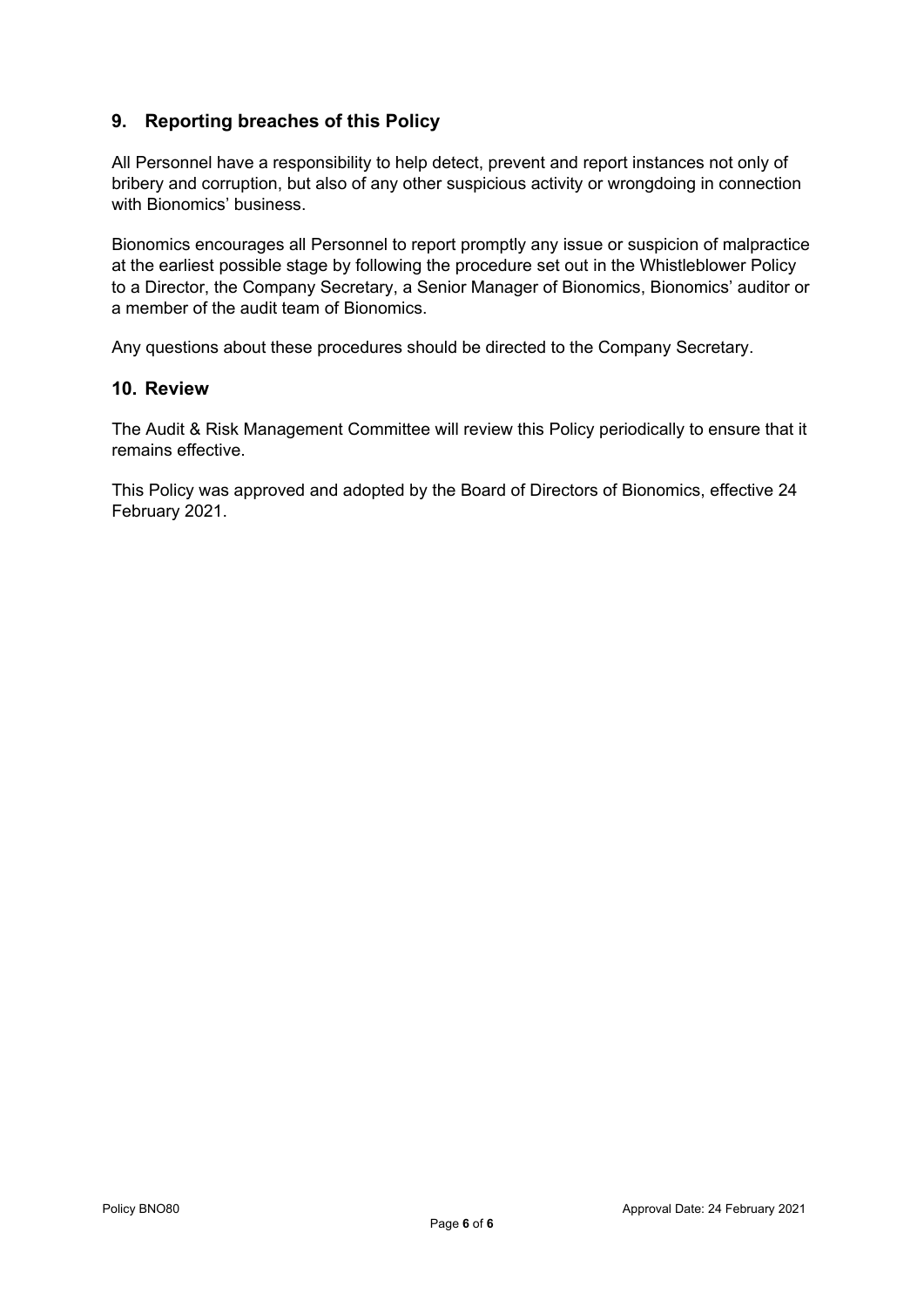## 9. Reporting breaches of this Policy

All Personnel have a responsibility to help detect, prevent and report instances not only of bribery and corruption, but also of any other suspicious activity or wrongdoing in connection with Bionomics' business.

Bionomics encourages all Personnel to report promptly any issue or suspicion of malpractice at the earliest possible stage by following the procedure set out in the Whistleblower Policy to a Director, the Company Secretary, a Senior Manager of Bionomics, Bionomics' auditor or a member of the audit team of Bionomics.

Any questions about these procedures should be directed to the Company Secretary.

## 10. Review

The Audit & Risk Management Committee will review this Policy periodically to ensure that it remains effective.

This Policy was approved and adopted by the Board of Directors of Bionomics, effective 24 February 2021.